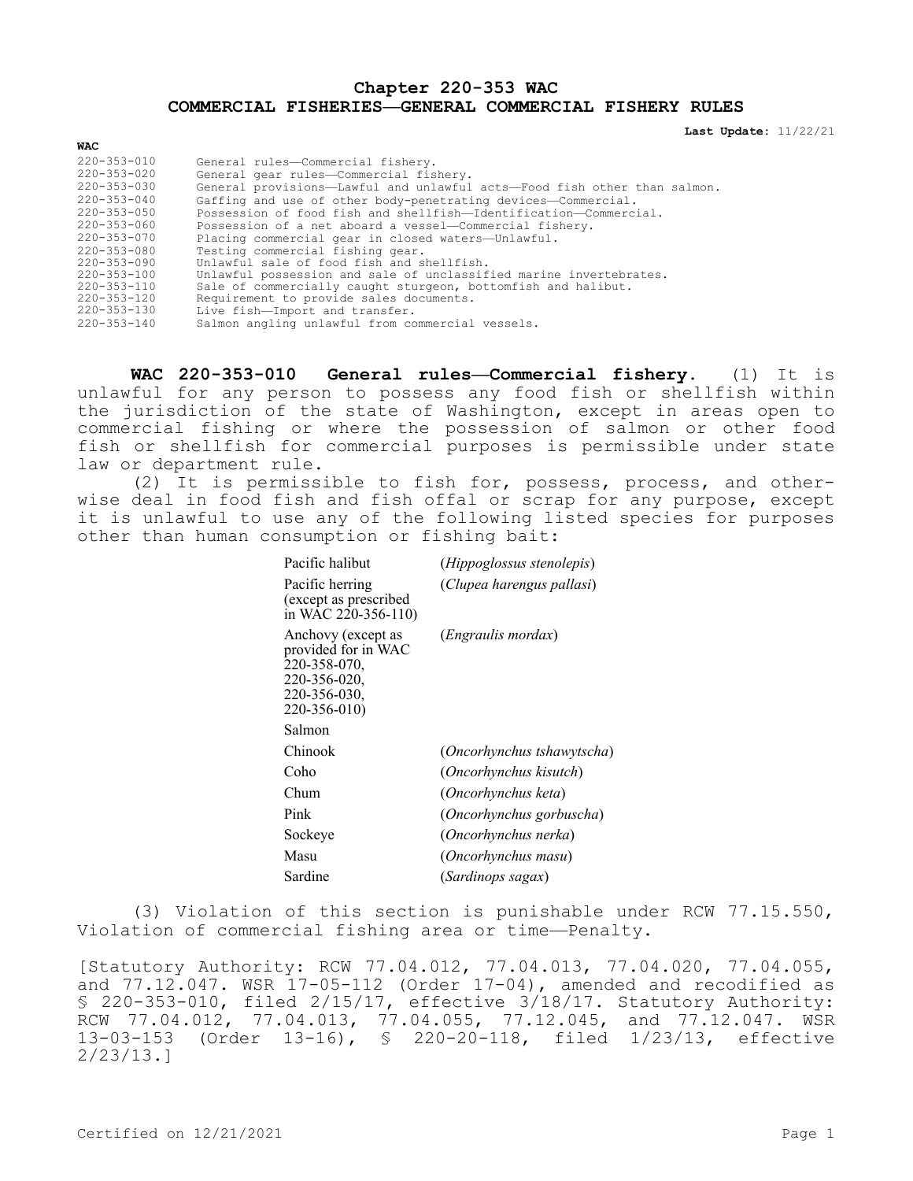# Chapter 220-353 WAC
# COMMERCIAL FISHERIES—GENERAL COMMERCIAL FISHERY RULES

**Last Update:** 11/22/21

| WAC | |
|---|---|
| 220-353-010 | General rules—Commercial fishery. |
| 220-353-020 | General gear rules—Commercial fishery. |
| 220-353-030 | General provisions—Lawful and unlawful acts—Food fish other than salmon. |
| 220-353-040 | Gaffing and use of other body-penetrating devices—Commercial. |
| 220-353-050 | Possession of food fish and shellfish—Identification—Commercial. |
| 220-353-060 | Possession of a net aboard a vessel—Commercial fishery. |
| 220-353-070 | Placing commercial gear in closed waters—Unlawful. |
| 220-353-080 | Testing commercial fishing gear. |
| 220-353-090 | Unlawful sale of food fish and shellfish. |
| 220-353-100 | Unlawful possession and sale of unclassified marine invertebrates. |
| 220-353-110 | Sale of commercially caught sturgeon, bottomfish and halibut. |
| 220-353-120 | Requirement to provide sales documents. |
| 220-353-130 | Live fish—Import and transfer. |
| 220-353-140 | Salmon angling unlawful from commercial vessels. |

**WAC 220-353-010 General rules—Commercial fishery.** (1) It is unlawful for any person to possess any food fish or shellfish within the jurisdiction of the state of Washington, except in areas open to commercial fishing or where the possession of salmon or other food fish or shellfish for commercial purposes is permissible under state law or department rule.

(2) It is permissible to fish for, possess, process, and otherwise deal in food fish and fish offal or scrap for any purpose, except it is unlawful to use any of the following listed species for purposes other than human consumption or fishing bait:

| | |
|---|---|
| Pacific halibut | (*Hippoglossus stenolepis*) |
| Pacific herring (except as prescribed in WAC 220-356-110) | (*Clupea harengus pallasi*) |
| Anchovy (except as provided for in WAC 220-358-070, 220-356-020, 220-356-030, 220-356-010) | (*Engraulis mordax*) |
| Salmon | |
| Chinook | (*Oncorhynchus tshawytscha*) |
| Coho | (*Oncorhynchus kisutch*) |
| Chum | (*Oncorhynchus keta*) |
| Pink | (*Oncorhynchus gorbuscha*) |
| Sockeye | (*Oncorhynchus nerka*) |
| Masu | (*Oncorhynchus masu*) |
| Sardine | (*Sardinops sagax*) |

(3) Violation of this section is punishable under RCW 77.15.550, Violation of commercial fishing area or time—Penalty.

[Statutory Authority: RCW 77.04.012, 77.04.013, 77.04.020, 77.04.055, and 77.12.047. WSR 17-05-112 (Order 17-04), amended and recodified as § 220-353-010, filed 2/15/17, effective 3/18/17. Statutory Authority: RCW 77.04.012, 77.04.013, 77.04.055, 77.12.045, and 77.12.047. WSR 13-03-153 (Order 13-16), § 220-20-118, filed 1/23/13, effective 2/23/13.]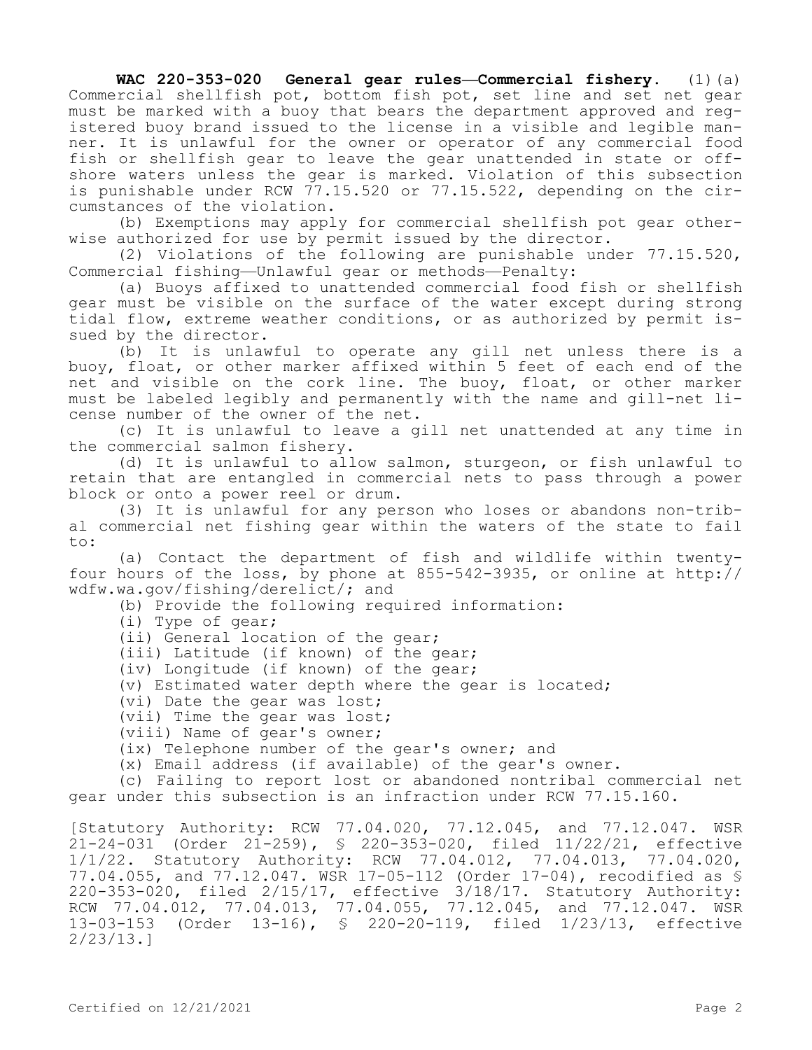**WAC 220-353-020 General gear rules—Commercial fishery.** (1)(a) Commercial shellfish pot, bottom fish pot, set line and set net gear must be marked with a buoy that bears the department approved and registered buoy brand issued to the license in a visible and legible manner. It is unlawful for the owner or operator of any commercial food fish or shellfish gear to leave the gear unattended in state or offshore waters unless the gear is marked. Violation of this subsection is punishable under RCW 77.15.520 or 77.15.522, depending on the circumstances of the violation.

(b) Exemptions may apply for commercial shellfish pot gear otherwise authorized for use by permit issued by the director.

(2) Violations of the following are punishable under 77.15.520, Commercial fishing—Unlawful gear or methods—Penalty:

(a) Buoys affixed to unattended commercial food fish or shellfish gear must be visible on the surface of the water except during strong tidal flow, extreme weather conditions, or as authorized by permit issued by the director.

(b) It is unlawful to operate any gill net unless there is a buoy, float, or other marker affixed within 5 feet of each end of the net and visible on the cork line. The buoy, float, or other marker must be labeled legibly and permanently with the name and gill-net license number of the owner of the net.

(c) It is unlawful to leave a gill net unattended at any time in the commercial salmon fishery.

(d) It is unlawful to allow salmon, sturgeon, or fish unlawful to retain that are entangled in commercial nets to pass through a power block or onto a power reel or drum.

(3) It is unlawful for any person who loses or abandons non-tribal commercial net fishing gear within the waters of the state to fail to:

(a) Contact the department of fish and wildlife within twenty-four hours of the loss, by phone at 855-542-3935, or online at http://wdfw.wa.gov/fishing/derelict/; and

(b) Provide the following required information:

(i) Type of gear;

(ii) General location of the gear;

(iii) Latitude (if known) of the gear;

(iv) Longitude (if known) of the gear;

(v) Estimated water depth where the gear is located;

(vi) Date the gear was lost;

(vii) Time the gear was lost;

(viii) Name of gear's owner;

(ix) Telephone number of the gear's owner; and

(x) Email address (if available) of the gear's owner.

(c) Failing to report lost or abandoned nontribal commercial net gear under this subsection is an infraction under RCW 77.15.160.

[Statutory Authority: RCW 77.04.020, 77.12.045, and 77.12.047. WSR 21-24-031 (Order 21-259), § 220-353-020, filed 11/22/21, effective 1/1/22. Statutory Authority: RCW 77.04.012, 77.04.013, 77.04.020, 77.04.055, and 77.12.047. WSR 17-05-112 (Order 17-04), recodified as § 220-353-020, filed 2/15/17, effective 3/18/17. Statutory Authority: RCW 77.04.012, 77.04.013, 77.04.055, 77.12.045, and 77.12.047. WSR 13-03-153 (Order 13-16), § 220-20-119, filed 1/23/13, effective 2/23/13.]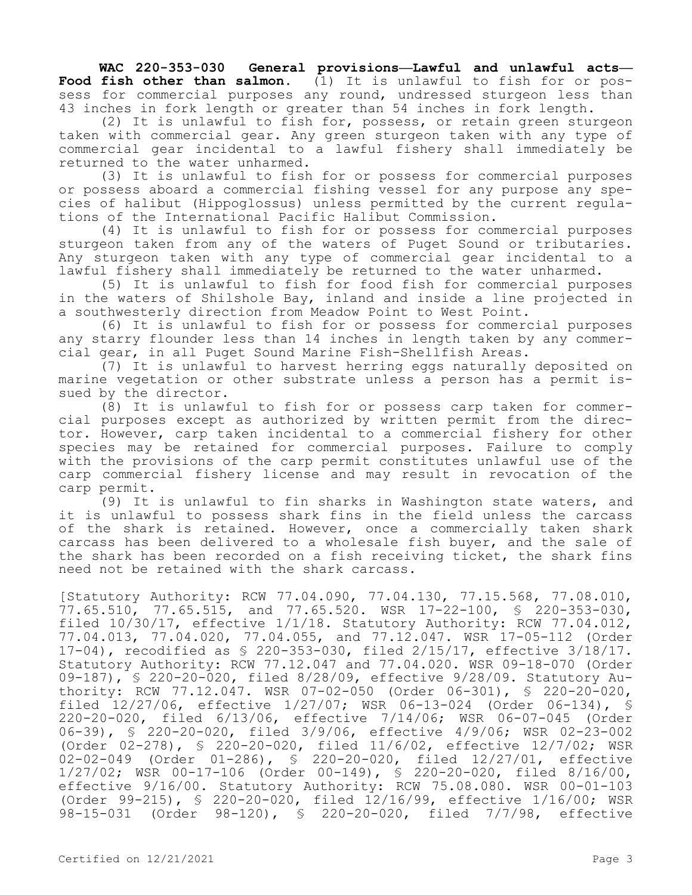**WAC 220-353-030 General provisions—Lawful and unlawful acts—Food fish other than salmon.** (1) It is unlawful to fish for or possess for commercial purposes any round, undressed sturgeon less than 43 inches in fork length or greater than 54 inches in fork length.

(2) It is unlawful to fish for, possess, or retain green sturgeon taken with commercial gear. Any green sturgeon taken with any type of commercial gear incidental to a lawful fishery shall immediately be returned to the water unharmed.

(3) It is unlawful to fish for or possess for commercial purposes or possess aboard a commercial fishing vessel for any purpose any species of halibut (Hippoglossus) unless permitted by the current regulations of the International Pacific Halibut Commission.

(4) It is unlawful to fish for or possess for commercial purposes sturgeon taken from any of the waters of Puget Sound or tributaries. Any sturgeon taken with any type of commercial gear incidental to a lawful fishery shall immediately be returned to the water unharmed.

(5) It is unlawful to fish for food fish for commercial purposes in the waters of Shilshole Bay, inland and inside a line projected in a southwesterly direction from Meadow Point to West Point.

(6) It is unlawful to fish for or possess for commercial purposes any starry flounder less than 14 inches in length taken by any commercial gear, in all Puget Sound Marine Fish-Shellfish Areas.

(7) It is unlawful to harvest herring eggs naturally deposited on marine vegetation or other substrate unless a person has a permit issued by the director.

(8) It is unlawful to fish for or possess carp taken for commercial purposes except as authorized by written permit from the director. However, carp taken incidental to a commercial fishery for other species may be retained for commercial purposes. Failure to comply with the provisions of the carp permit constitutes unlawful use of the carp commercial fishery license and may result in revocation of the carp permit.

(9) It is unlawful to fin sharks in Washington state waters, and it is unlawful to possess shark fins in the field unless the carcass of the shark is retained. However, once a commercially taken shark carcass has been delivered to a wholesale fish buyer, and the sale of the shark has been recorded on a fish receiving ticket, the shark fins need not be retained with the shark carcass.

[Statutory Authority: RCW 77.04.090, 77.04.130, 77.15.568, 77.08.010, 77.65.510, 77.65.515, and 77.65.520. WSR 17-22-100, § 220-353-030, filed 10/30/17, effective 1/1/18. Statutory Authority: RCW 77.04.012, 77.04.013, 77.04.020, 77.04.055, and 77.12.047. WSR 17-05-112 (Order 17-04), recodified as § 220-353-030, filed 2/15/17, effective 3/18/17. Statutory Authority: RCW 77.12.047 and 77.04.020. WSR 09-18-070 (Order 09-187), § 220-20-020, filed 8/28/09, effective 9/28/09. Statutory Authority: RCW 77.12.047. WSR 07-02-050 (Order 06-301), § 220-20-020, filed 12/27/06, effective 1/27/07; WSR 06-13-024 (Order 06-134), § 220-20-020, filed 6/13/06, effective 7/14/06; WSR 06-07-045 (Order 06-39), § 220-20-020, filed 3/9/06, effective 4/9/06; WSR 02-23-002 (Order 02-278), § 220-20-020, filed 11/6/02, effective 12/7/02; WSR 02-02-049 (Order 01-286), § 220-20-020, filed 12/27/01, effective 1/27/02; WSR 00-17-106 (Order 00-149), § 220-20-020, filed 8/16/00, effective 9/16/00. Statutory Authority: RCW 75.08.080. WSR 00-01-103 (Order 99-215), § 220-20-020, filed 12/16/99, effective 1/16/00; WSR 98-15-031 (Order 98-120), § 220-20-020, filed 7/7/98, effective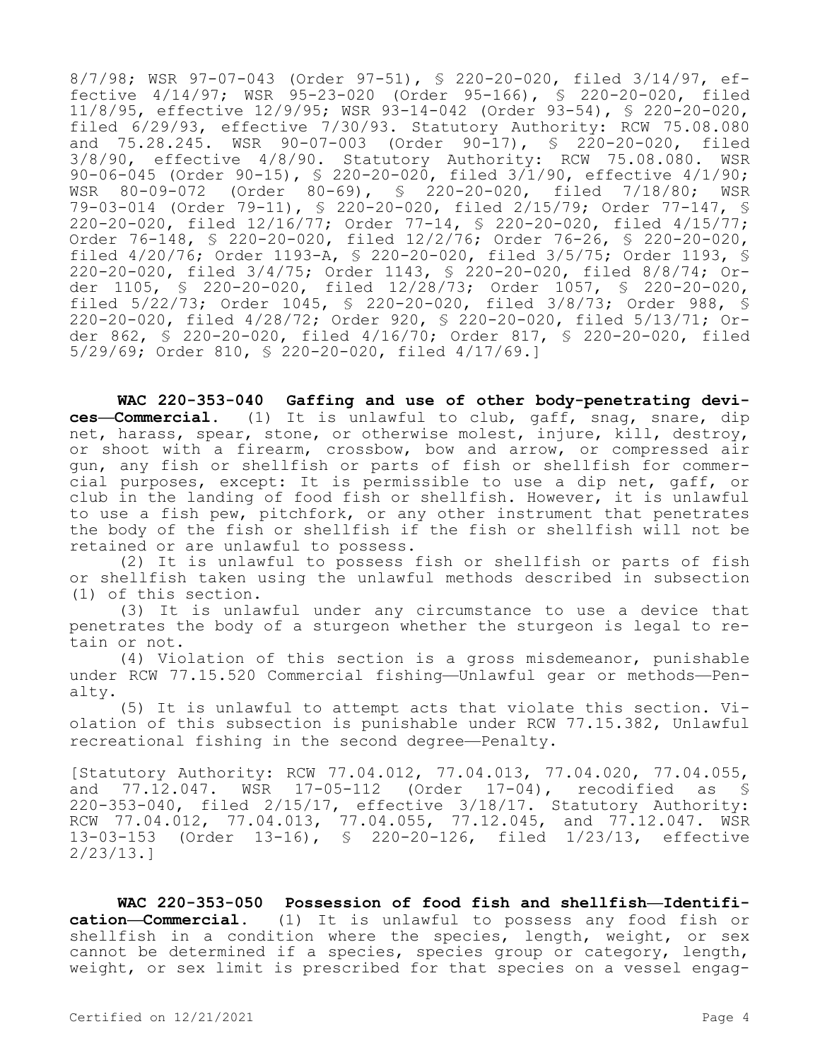8/7/98; WSR 97-07-043 (Order 97-51), § 220-20-020, filed 3/14/97, effective 4/14/97; WSR 95-23-020 (Order 95-166), § 220-20-020, filed 11/8/95, effective 12/9/95; WSR 93-14-042 (Order 93-54), § 220-20-020, filed 6/29/93, effective 7/30/93. Statutory Authority: RCW 75.08.080 and 75.28.245. WSR 90-07-003 (Order 90-17), § 220-20-020, filed 3/8/90, effective 4/8/90. Statutory Authority: RCW 75.08.080. WSR 90-06-045 (Order 90-15), § 220-20-020, filed 3/1/90, effective 4/1/90; WSR 80-09-072 (Order 80-69), § 220-20-020, filed 7/18/80; WSR 79-03-014 (Order 79-11), § 220-20-020, filed 2/15/79; Order 77-147, § 220-20-020, filed 12/16/77; Order 77-14, § 220-20-020, filed 4/15/77; Order 76-148, § 220-20-020, filed 12/2/76; Order 76-26, § 220-20-020, filed 4/20/76; Order 1193-A, § 220-20-020, filed 3/5/75; Order 1193, § 220-20-020, filed 3/4/75; Order 1143, § 220-20-020, filed 8/8/74; Order 1105, § 220-20-020, filed 12/28/73; Order 1057, § 220-20-020, filed 5/22/73; Order 1045, § 220-20-020, filed 3/8/73; Order 988, § 220-20-020, filed 4/28/72; Order 920, § 220-20-020, filed 5/13/71; Order 862, § 220-20-020, filed 4/16/70; Order 817, § 220-20-020, filed 5/29/69; Order 810, § 220-20-020, filed 4/17/69.]

**WAC 220-353-040 Gaffing and use of other body-penetrating devices—Commercial.** (1) It is unlawful to club, gaff, snag, snare, dip net, harass, spear, stone, or otherwise molest, injure, kill, destroy, or shoot with a firearm, crossbow, bow and arrow, or compressed air gun, any fish or shellfish or parts of fish or shellfish for commercial purposes, except: It is permissible to use a dip net, gaff, or club in the landing of food fish or shellfish. However, it is unlawful to use a fish pew, pitchfork, or any other instrument that penetrates the body of the fish or shellfish if the fish or shellfish will not be retained or are unlawful to possess.

(2) It is unlawful to possess fish or shellfish or parts of fish or shellfish taken using the unlawful methods described in subsection (1) of this section.

(3) It is unlawful under any circumstance to use a device that penetrates the body of a sturgeon whether the sturgeon is legal to retain or not.

(4) Violation of this section is a gross misdemeanor, punishable under RCW 77.15.520 Commercial fishing—Unlawful gear or methods—Penalty.

(5) It is unlawful to attempt acts that violate this section. Violation of this subsection is punishable under RCW 77.15.382, Unlawful recreational fishing in the second degree—Penalty.

[Statutory Authority: RCW 77.04.012, 77.04.013, 77.04.020, 77.04.055, and 77.12.047. WSR 17-05-112 (Order 17-04), recodified as § 220-353-040, filed 2/15/17, effective 3/18/17. Statutory Authority: RCW 77.04.012, 77.04.013, 77.04.055, 77.12.045, and 77.12.047. WSR 13-03-153 (Order 13-16), § 220-20-126, filed 1/23/13, effective 2/23/13.]

**WAC 220-353-050 Possession of food fish and shellfish—Identification—Commercial.** (1) It is unlawful to possess any food fish or shellfish in a condition where the species, length, weight, or sex cannot be determined if a species, species group or category, length, weight, or sex limit is prescribed for that species on a vessel engag-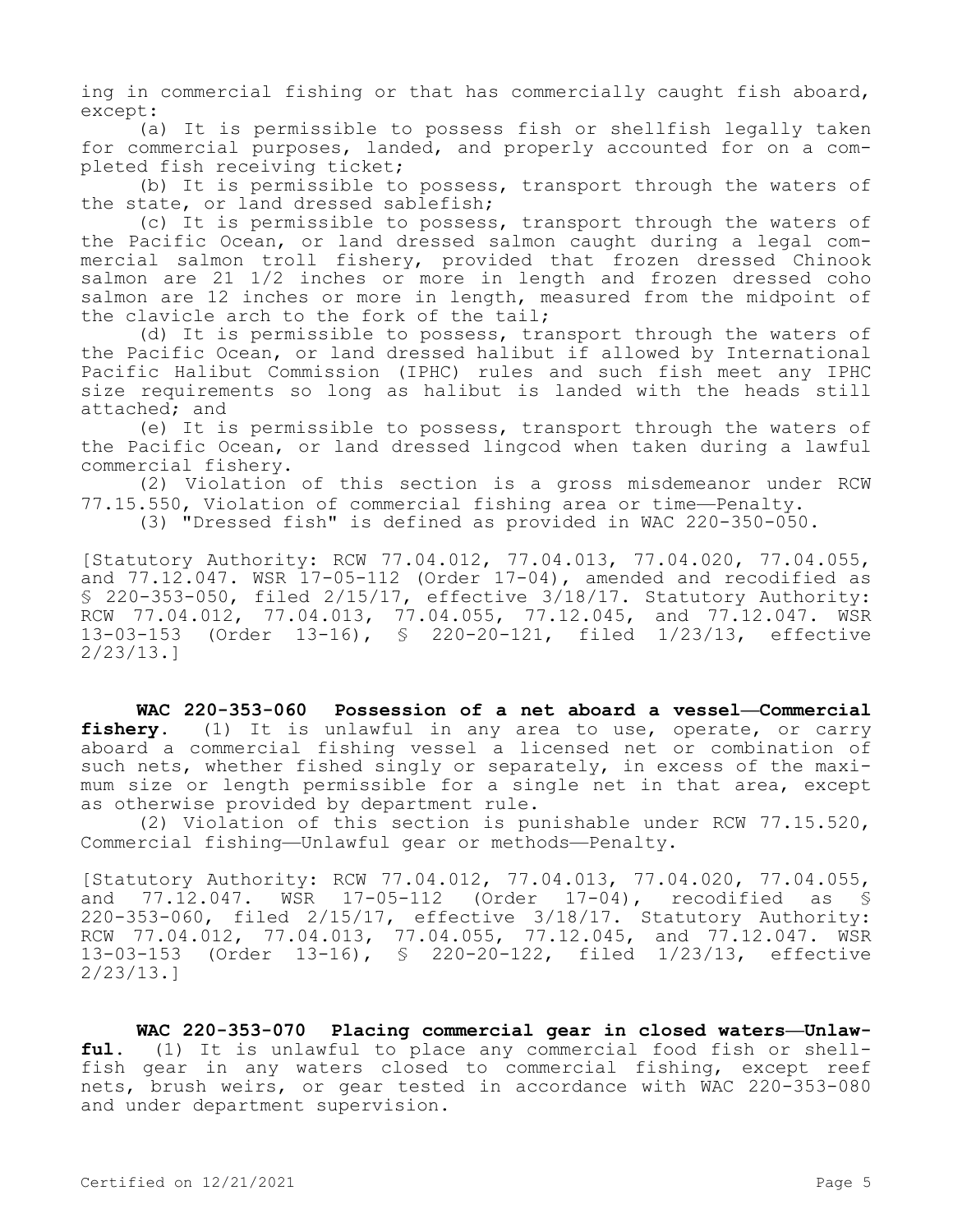ing in commercial fishing or that has commercially caught fish aboard, except:

(a) It is permissible to possess fish or shellfish legally taken for commercial purposes, landed, and properly accounted for on a completed fish receiving ticket;

(b) It is permissible to possess, transport through the waters of the state, or land dressed sablefish;

(c) It is permissible to possess, transport through the waters of the Pacific Ocean, or land dressed salmon caught during a legal commercial salmon troll fishery, provided that frozen dressed Chinook salmon are 21 1/2 inches or more in length and frozen dressed coho salmon are 12 inches or more in length, measured from the midpoint of the clavicle arch to the fork of the tail;

(d) It is permissible to possess, transport through the waters of the Pacific Ocean, or land dressed halibut if allowed by International Pacific Halibut Commission (IPHC) rules and such fish meet any IPHC size requirements so long as halibut is landed with the heads still attached; and

(e) It is permissible to possess, transport through the waters of the Pacific Ocean, or land dressed lingcod when taken during a lawful commercial fishery.

(2) Violation of this section is a gross misdemeanor under RCW 77.15.550, Violation of commercial fishing area or time—Penalty.

(3) "Dressed fish" is defined as provided in WAC 220-350-050.

[Statutory Authority: RCW 77.04.012, 77.04.013, 77.04.020, 77.04.055, and 77.12.047. WSR 17-05-112 (Order 17-04), amended and recodified as § 220-353-050, filed 2/15/17, effective 3/18/17. Statutory Authority: RCW 77.04.012, 77.04.013, 77.04.055, 77.12.045, and 77.12.047. WSR 13-03-153 (Order 13-16), § 220-20-121, filed 1/23/13, effective 2/23/13.]

**WAC 220-353-060 Possession of a net aboard a vessel—Commercial fishery.** (1) It is unlawful in any area to use, operate, or carry aboard a commercial fishing vessel a licensed net or combination of such nets, whether fished singly or separately, in excess of the maximum size or length permissible for a single net in that area, except as otherwise provided by department rule.

(2) Violation of this section is punishable under RCW 77.15.520, Commercial fishing—Unlawful gear or methods—Penalty.

[Statutory Authority: RCW 77.04.012, 77.04.013, 77.04.020, 77.04.055, and 77.12.047. WSR 17-05-112 (Order 17-04), recodified as § 220-353-060, filed 2/15/17, effective 3/18/17. Statutory Authority: RCW 77.04.012, 77.04.013, 77.04.055, 77.12.045, and 77.12.047. WSR 13-03-153 (Order 13-16), § 220-20-122, filed 1/23/13, effective 2/23/13.]

**WAC 220-353-070 Placing commercial gear in closed waters—Unlawful.** (1) It is unlawful to place any commercial food fish or shellfish gear in any waters closed to commercial fishing, except reef nets, brush weirs, or gear tested in accordance with WAC 220-353-080 and under department supervision.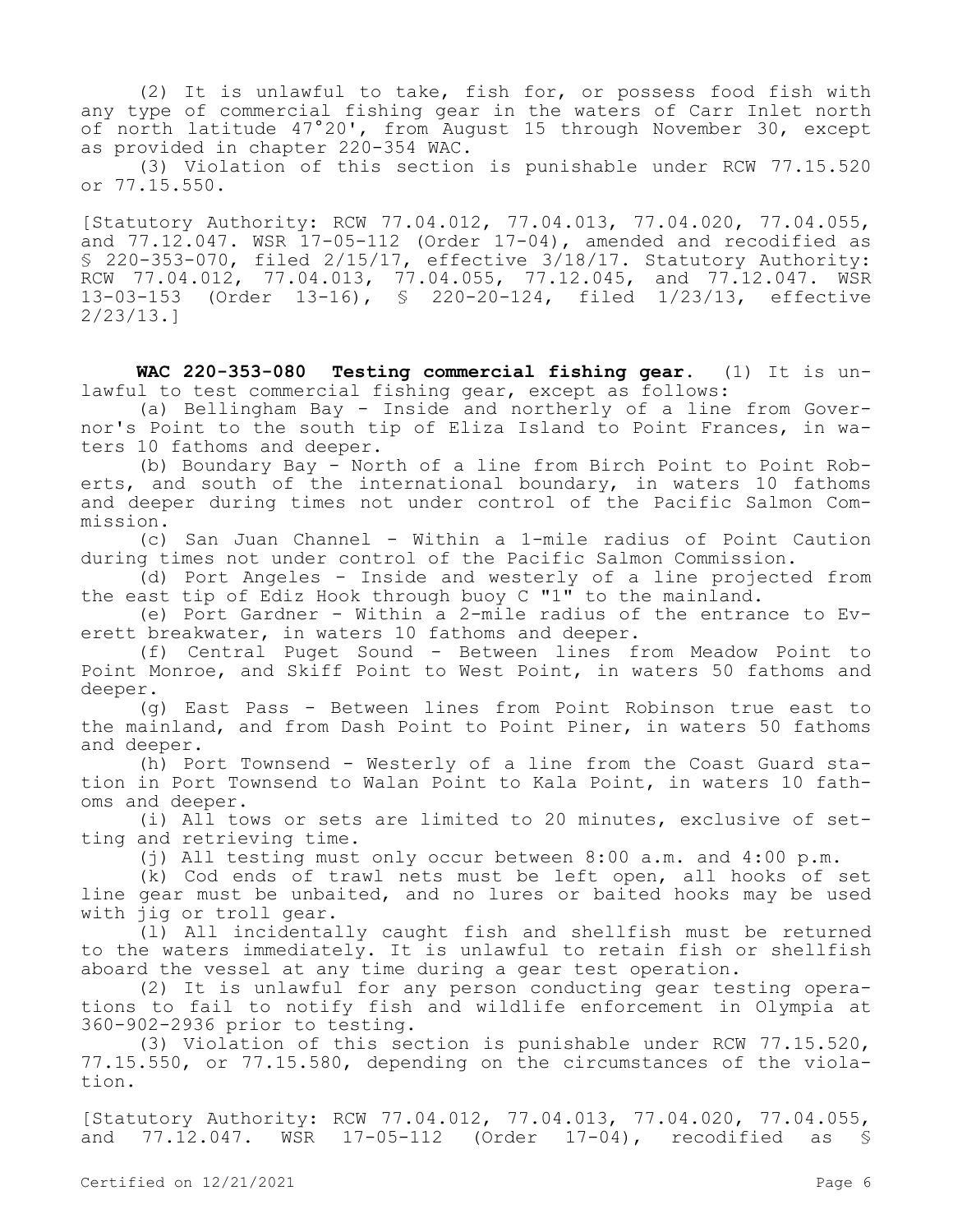(2) It is unlawful to take, fish for, or possess food fish with any type of commercial fishing gear in the waters of Carr Inlet north of north latitude 47°20', from August 15 through November 30, except as provided in chapter 220-354 WAC.

(3) Violation of this section is punishable under RCW 77.15.520 or 77.15.550.

[Statutory Authority: RCW 77.04.012, 77.04.013, 77.04.020, 77.04.055, and 77.12.047. WSR 17-05-112 (Order 17-04), amended and recodified as § 220-353-070, filed 2/15/17, effective 3/18/17. Statutory Authority: RCW 77.04.012, 77.04.013, 77.04.055, 77.12.045, and 77.12.047. WSR 13-03-153 (Order 13-16), § 220-20-124, filed 1/23/13, effective 2/23/13.]

**WAC 220-353-080 Testing commercial fishing gear.** (1) It is unlawful to test commercial fishing gear, except as follows:

(a) Bellingham Bay - Inside and northerly of a line from Governor's Point to the south tip of Eliza Island to Point Frances, in waters 10 fathoms and deeper.

(b) Boundary Bay - North of a line from Birch Point to Point Roberts, and south of the international boundary, in waters 10 fathoms and deeper during times not under control of the Pacific Salmon Commission.

(c) San Juan Channel - Within a 1-mile radius of Point Caution during times not under control of the Pacific Salmon Commission.

(d) Port Angeles - Inside and westerly of a line projected from the east tip of Ediz Hook through buoy C "1" to the mainland.

(e) Port Gardner - Within a 2-mile radius of the entrance to Everett breakwater, in waters 10 fathoms and deeper.

(f) Central Puget Sound - Between lines from Meadow Point to Point Monroe, and Skiff Point to West Point, in waters 50 fathoms and deeper.

(g) East Pass - Between lines from Point Robinson true east to the mainland, and from Dash Point to Point Piner, in waters 50 fathoms and deeper.

(h) Port Townsend - Westerly of a line from the Coast Guard station in Port Townsend to Walan Point to Kala Point, in waters 10 fathoms and deeper.

(i) All tows or sets are limited to 20 minutes, exclusive of setting and retrieving time.

(j) All testing must only occur between 8:00 a.m. and 4:00 p.m.

(k) Cod ends of trawl nets must be left open, all hooks of set line gear must be unbaited, and no lures or baited hooks may be used with jig or troll gear.

(l) All incidentally caught fish and shellfish must be returned to the waters immediately. It is unlawful to retain fish or shellfish aboard the vessel at any time during a gear test operation.

(2) It is unlawful for any person conducting gear testing operations to fail to notify fish and wildlife enforcement in Olympia at 360-902-2936 prior to testing.

(3) Violation of this section is punishable under RCW 77.15.520, 77.15.550, or 77.15.580, depending on the circumstances of the violation.

[Statutory Authority: RCW 77.04.012, 77.04.013, 77.04.020, 77.04.055, and 77.12.047. WSR 17-05-112 (Order 17-04), recodified as §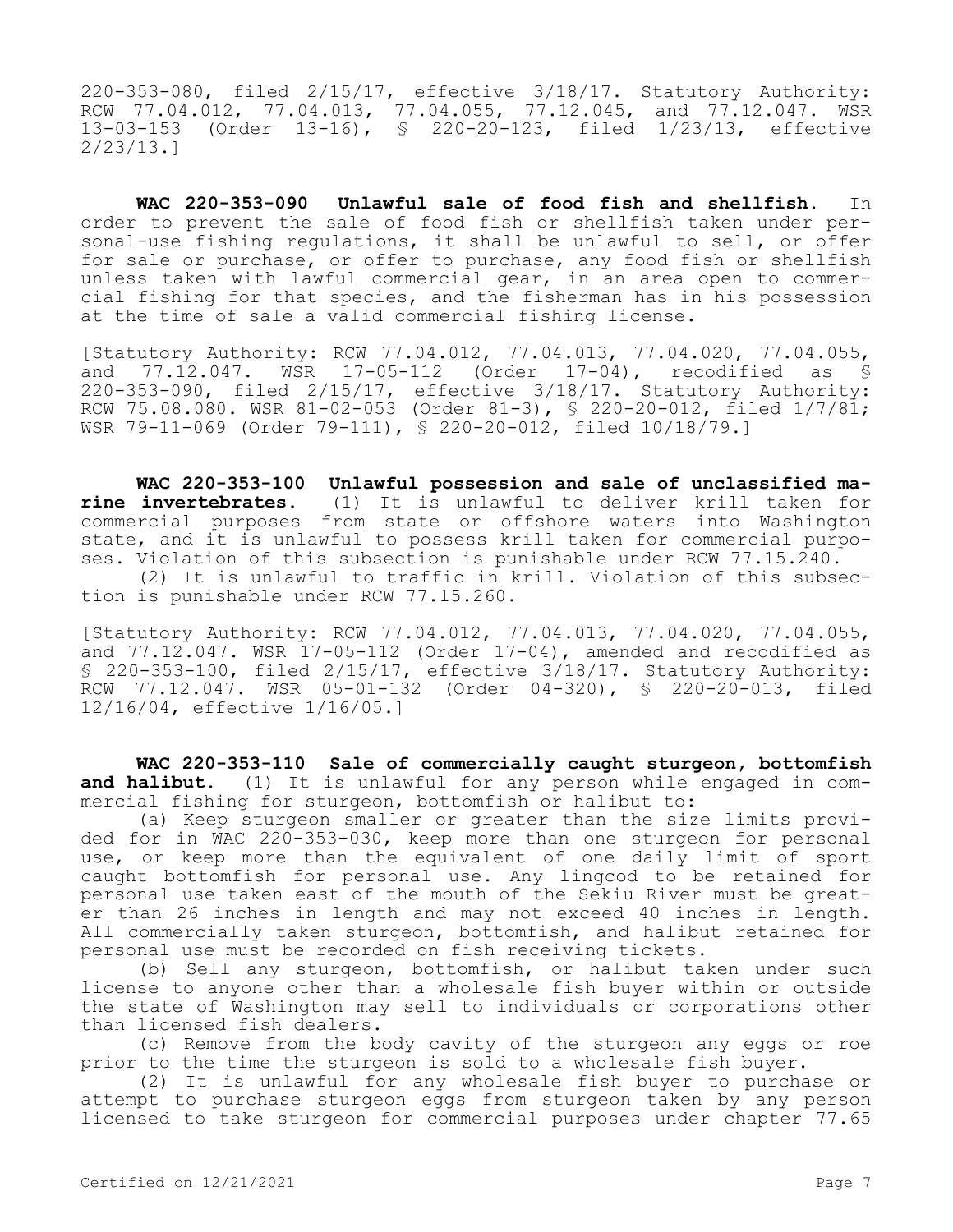220-353-080, filed 2/15/17, effective 3/18/17. Statutory Authority: RCW 77.04.012, 77.04.013, 77.04.055, 77.12.045, and 77.12.047. WSR 13-03-153 (Order 13-16), § 220-20-123, filed 1/23/13, effective 2/23/13.]

**WAC 220-353-090 Unlawful sale of food fish and shellfish.** In order to prevent the sale of food fish or shellfish taken under personal-use fishing regulations, it shall be unlawful to sell, or offer for sale or purchase, or offer to purchase, any food fish or shellfish unless taken with lawful commercial gear, in an area open to commercial fishing for that species, and the fisherman has in his possession at the time of sale a valid commercial fishing license.

[Statutory Authority: RCW 77.04.012, 77.04.013, 77.04.020, 77.04.055, and 77.12.047. WSR 17-05-112 (Order 17-04), recodified as § 220-353-090, filed 2/15/17, effective 3/18/17. Statutory Authority: RCW 75.08.080. WSR 81-02-053 (Order 81-3), § 220-20-012, filed 1/7/81; WSR 79-11-069 (Order 79-111), § 220-20-012, filed 10/18/79.]

**WAC 220-353-100 Unlawful possession and sale of unclassified marine invertebrates.** (1) It is unlawful to deliver krill taken for commercial purposes from state or offshore waters into Washington state, and it is unlawful to possess krill taken for commercial purposes. Violation of this subsection is punishable under RCW 77.15.240.

(2) It is unlawful to traffic in krill. Violation of this subsection is punishable under RCW 77.15.260.

[Statutory Authority: RCW 77.04.012, 77.04.013, 77.04.020, 77.04.055, and 77.12.047. WSR 17-05-112 (Order 17-04), amended and recodified as § 220-353-100, filed 2/15/17, effective 3/18/17. Statutory Authority: RCW 77.12.047. WSR 05-01-132 (Order 04-320), § 220-20-013, filed 12/16/04, effective 1/16/05.]

**WAC 220-353-110 Sale of commercially caught sturgeon, bottomfish and halibut.** (1) It is unlawful for any person while engaged in commercial fishing for sturgeon, bottomfish or halibut to:

(a) Keep sturgeon smaller or greater than the size limits provided for in WAC 220-353-030, keep more than one sturgeon for personal use, or keep more than the equivalent of one daily limit of sport caught bottomfish for personal use. Any lingcod to be retained for personal use taken east of the mouth of the Sekiu River must be greater than 26 inches in length and may not exceed 40 inches in length. All commercially taken sturgeon, bottomfish, and halibut retained for personal use must be recorded on fish receiving tickets.

(b) Sell any sturgeon, bottomfish, or halibut taken under such license to anyone other than a wholesale fish buyer within or outside the state of Washington may sell to individuals or corporations other than licensed fish dealers.

(c) Remove from the body cavity of the sturgeon any eggs or roe prior to the time the sturgeon is sold to a wholesale fish buyer.

(2) It is unlawful for any wholesale fish buyer to purchase or attempt to purchase sturgeon eggs from sturgeon taken by any person licensed to take sturgeon for commercial purposes under chapter 77.65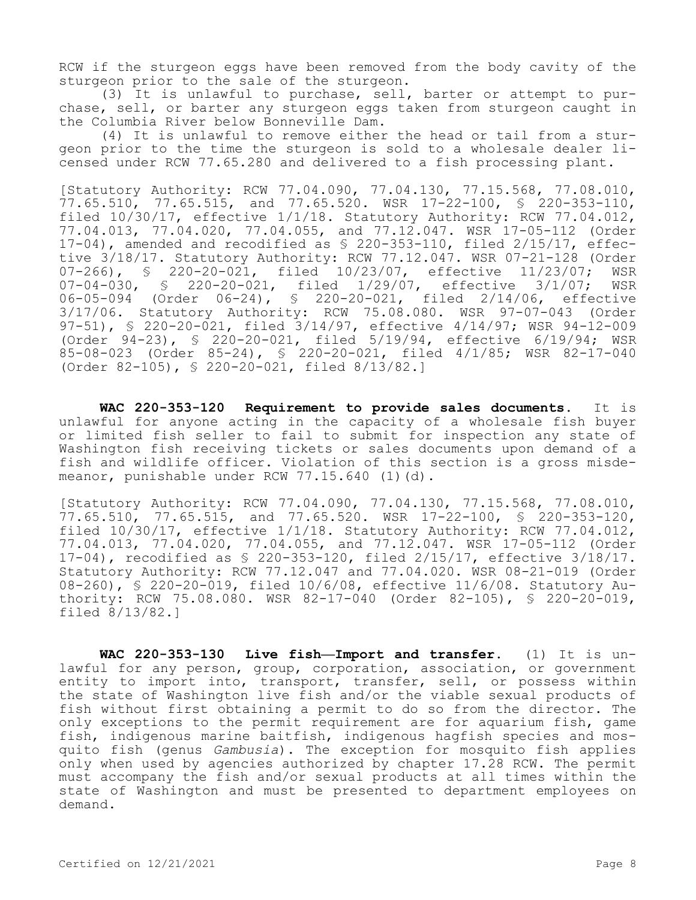RCW if the sturgeon eggs have been removed from the body cavity of the sturgeon prior to the sale of the sturgeon.

(3) It is unlawful to purchase, sell, barter or attempt to purchase, sell, or barter any sturgeon eggs taken from sturgeon caught in the Columbia River below Bonneville Dam.

(4) It is unlawful to remove either the head or tail from a sturgeon prior to the time the sturgeon is sold to a wholesale dealer licensed under RCW 77.65.280 and delivered to a fish processing plant.

[Statutory Authority: RCW 77.04.090, 77.04.130, 77.15.568, 77.08.010, 77.65.510, 77.65.515, and 77.65.520. WSR 17-22-100, § 220-353-110, filed 10/30/17, effective 1/1/18. Statutory Authority: RCW 77.04.012, 77.04.013, 77.04.020, 77.04.055, and 77.12.047. WSR 17-05-112 (Order 17-04), amended and recodified as § 220-353-110, filed 2/15/17, effective 3/18/17. Statutory Authority: RCW 77.12.047. WSR 07-21-128 (Order 07-266), § 220-20-021, filed 10/23/07, effective 11/23/07; WSR 07-04-030, § 220-20-021, filed 1/29/07, effective 3/1/07; WSR 06-05-094 (Order 06-24), § 220-20-021, filed 2/14/06, effective 3/17/06. Statutory Authority: RCW 75.08.080. WSR 97-07-043 (Order 97-51), § 220-20-021, filed 3/14/97, effective 4/14/97; WSR 94-12-009 (Order 94-23), § 220-20-021, filed 5/19/94, effective 6/19/94; WSR 85-08-023 (Order 85-24), § 220-20-021, filed 4/1/85; WSR 82-17-040 (Order 82-105), § 220-20-021, filed 8/13/82.]

**WAC 220-353-120 Requirement to provide sales documents.** It is unlawful for anyone acting in the capacity of a wholesale fish buyer or limited fish seller to fail to submit for inspection any state of Washington fish receiving tickets or sales documents upon demand of a fish and wildlife officer. Violation of this section is a gross misdemeanor, punishable under RCW 77.15.640 (1)(d).

[Statutory Authority: RCW 77.04.090, 77.04.130, 77.15.568, 77.08.010, 77.65.510, 77.65.515, and 77.65.520. WSR 17-22-100, § 220-353-120, filed 10/30/17, effective 1/1/18. Statutory Authority: RCW 77.04.012, 77.04.013, 77.04.020, 77.04.055, and 77.12.047. WSR 17-05-112 (Order 17-04), recodified as § 220-353-120, filed 2/15/17, effective 3/18/17. Statutory Authority: RCW 77.12.047 and 77.04.020. WSR 08-21-019 (Order 08-260), § 220-20-019, filed 10/6/08, effective 11/6/08. Statutory Authority: RCW 75.08.080. WSR 82-17-040 (Order 82-105), § 220-20-019, filed 8/13/82.]

**WAC 220-353-130 Live fish—Import and transfer.** (1) It is unlawful for any person, group, corporation, association, or government entity to import into, transport, transfer, sell, or possess within the state of Washington live fish and/or the viable sexual products of fish without first obtaining a permit to do so from the director. The only exceptions to the permit requirement are for aquarium fish, game fish, indigenous marine baitfish, indigenous hagfish species and mosquito fish (genus *Gambusia*). The exception for mosquito fish applies only when used by agencies authorized by chapter 17.28 RCW. The permit must accompany the fish and/or sexual products at all times within the state of Washington and must be presented to department employees on demand.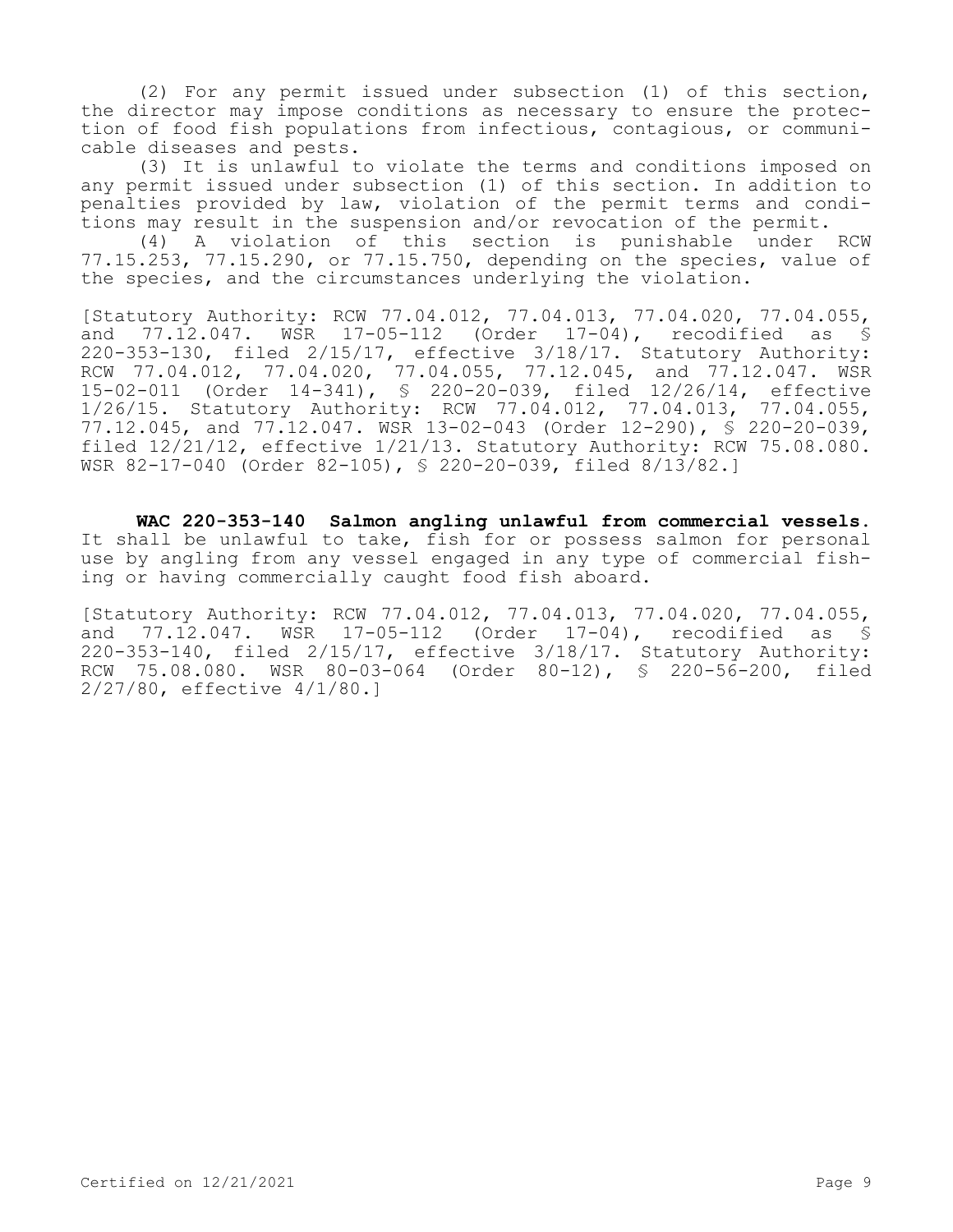(2) For any permit issued under subsection (1) of this section, the director may impose conditions as necessary to ensure the protection of food fish populations from infectious, contagious, or communicable diseases and pests.

(3) It is unlawful to violate the terms and conditions imposed on any permit issued under subsection (1) of this section. In addition to penalties provided by law, violation of the permit terms and conditions may result in the suspension and/or revocation of the permit.

(4) A violation of this section is punishable under RCW 77.15.253, 77.15.290, or 77.15.750, depending on the species, value of the species, and the circumstances underlying the violation.

[Statutory Authority: RCW 77.04.012, 77.04.013, 77.04.020, 77.04.055, and 77.12.047. WSR 17-05-112 (Order 17-04), recodified as § 220-353-130, filed 2/15/17, effective 3/18/17. Statutory Authority: RCW 77.04.012, 77.04.020, 77.04.055, 77.12.045, and 77.12.047. WSR 15-02-011 (Order 14-341), § 220-20-039, filed 12/26/14, effective 1/26/15. Statutory Authority: RCW 77.04.012, 77.04.013, 77.04.055, 77.12.045, and 77.12.047. WSR 13-02-043 (Order 12-290), § 220-20-039, filed 12/21/12, effective 1/21/13. Statutory Authority: RCW 75.08.080. WSR 82-17-040 (Order 82-105), § 220-20-039, filed 8/13/82.]

**WAC 220-353-140 Salmon angling unlawful from commercial vessels.** It shall be unlawful to take, fish for or possess salmon for personal use by angling from any vessel engaged in any type of commercial fishing or having commercially caught food fish aboard.

[Statutory Authority: RCW 77.04.012, 77.04.013, 77.04.020, 77.04.055, and 77.12.047. WSR 17-05-112 (Order 17-04), recodified as § 220-353-140, filed 2/15/17, effective 3/18/17. Statutory Authority: RCW 75.08.080. WSR 80-03-064 (Order 80-12), § 220-56-200, filed 2/27/80, effective 4/1/80.]